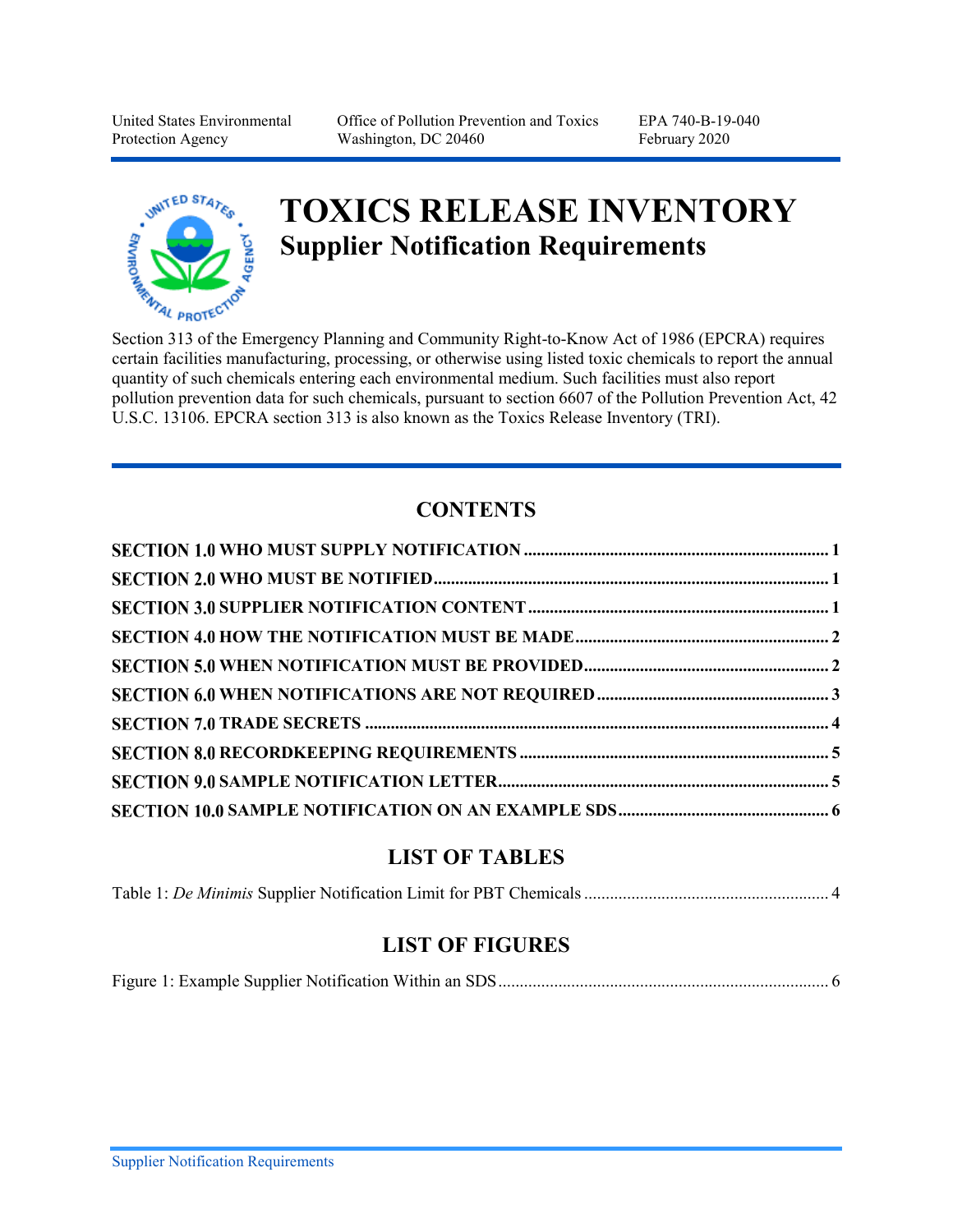United States Environmental Protection Agency | Office of Pollution Prevention and Toxics, Washington, DC 20460 | EPA 740-B-19-040, February 2020

# TOXICS RELEASE INVENTORY
## Supplier Notification Requirements

Section 313 of the Emergency Planning and Community Right-to-Know Act of 1986 (EPCRA) requires certain facilities manufacturing, processing, or otherwise using listed toxic chemicals to report the annual quantity of such chemicals entering each environmental medium. Such facilities must also report pollution prevention data for such chemicals, pursuant to section 6607 of the Pollution Prevention Act, 42 U.S.C. 13106. EPCRA section 313 is also known as the Toxics Release Inventory (TRI).

## CONTENTS

**SECTION 1.0 WHO MUST SUPPLY NOTIFICATION** .......... 1
**SECTION 2.0 WHO MUST BE NOTIFIED** .......... 1
**SECTION 3.0 SUPPLIER NOTIFICATION CONTENT** .......... 1
**SECTION 4.0 HOW THE NOTIFICATION MUST BE MADE** .......... 2
**SECTION 5.0 WHEN NOTIFICATION MUST BE PROVIDED** .......... 2
**SECTION 6.0 WHEN NOTIFICATIONS ARE NOT REQUIRED** .......... 3
**SECTION 7.0 TRADE SECRETS** .......... 4
**SECTION 8.0 RECORDKEEPING REQUIREMENTS** .......... 5
**SECTION 9.0 SAMPLE NOTIFICATION LETTER** .......... 5
**SECTION 10.0 SAMPLE NOTIFICATION ON AN EXAMPLE SDS** .......... 6

## LIST OF TABLES

Table 1: *De Minimis* Supplier Notification Limit for PBT Chemicals .......... 4

## LIST OF FIGURES

Figure 1: Example Supplier Notification Within an SDS .......... 6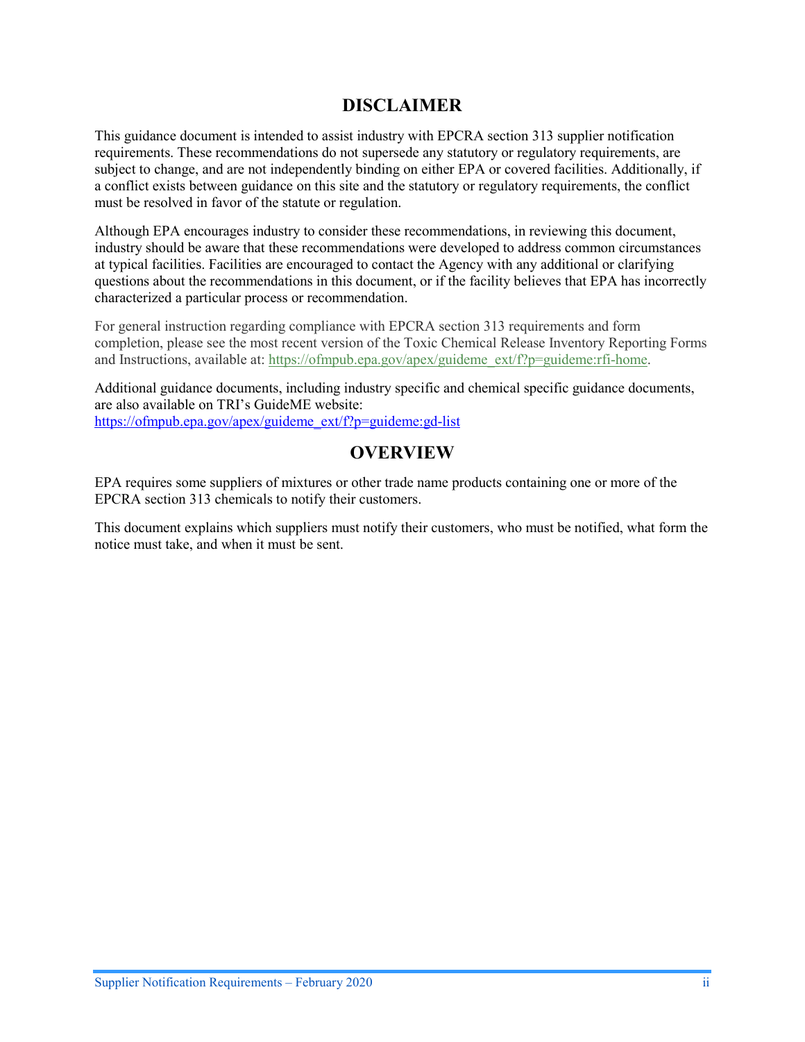# DISCLAIMER

This guidance document is intended to assist industry with EPCRA section 313 supplier notification requirements. These recommendations do not supersede any statutory or regulatory requirements, are subject to change, and are not independently binding on either EPA or covered facilities. Additionally, if a conflict exists between guidance on this site and the statutory or regulatory requirements, the conflict must be resolved in favor of the statute or regulation.

Although EPA encourages industry to consider these recommendations, in reviewing this document, industry should be aware that these recommendations were developed to address common circumstances at typical facilities. Facilities are encouraged to contact the Agency with any additional or clarifying questions about the recommendations in this document, or if the facility believes that EPA has incorrectly characterized a particular process or recommendation.

For general instruction regarding compliance with EPCRA section 313 requirements and form completion, please see the most recent version of the Toxic Chemical Release Inventory Reporting Forms and Instructions, available at: https://ofmpub.epa.gov/apex/guideme_ext/f?p=guideme:rfi-home.

Additional guidance documents, including industry specific and chemical specific guidance documents, are also available on TRI's GuideME website: https://ofmpub.epa.gov/apex/guideme_ext/f?p=guideme:gd-list

# OVERVIEW

EPA requires some suppliers of mixtures or other trade name products containing one or more of the EPCRA section 313 chemicals to notify their customers.

This document explains which suppliers must notify their customers, who must be notified, what form the notice must take, and when it must be sent.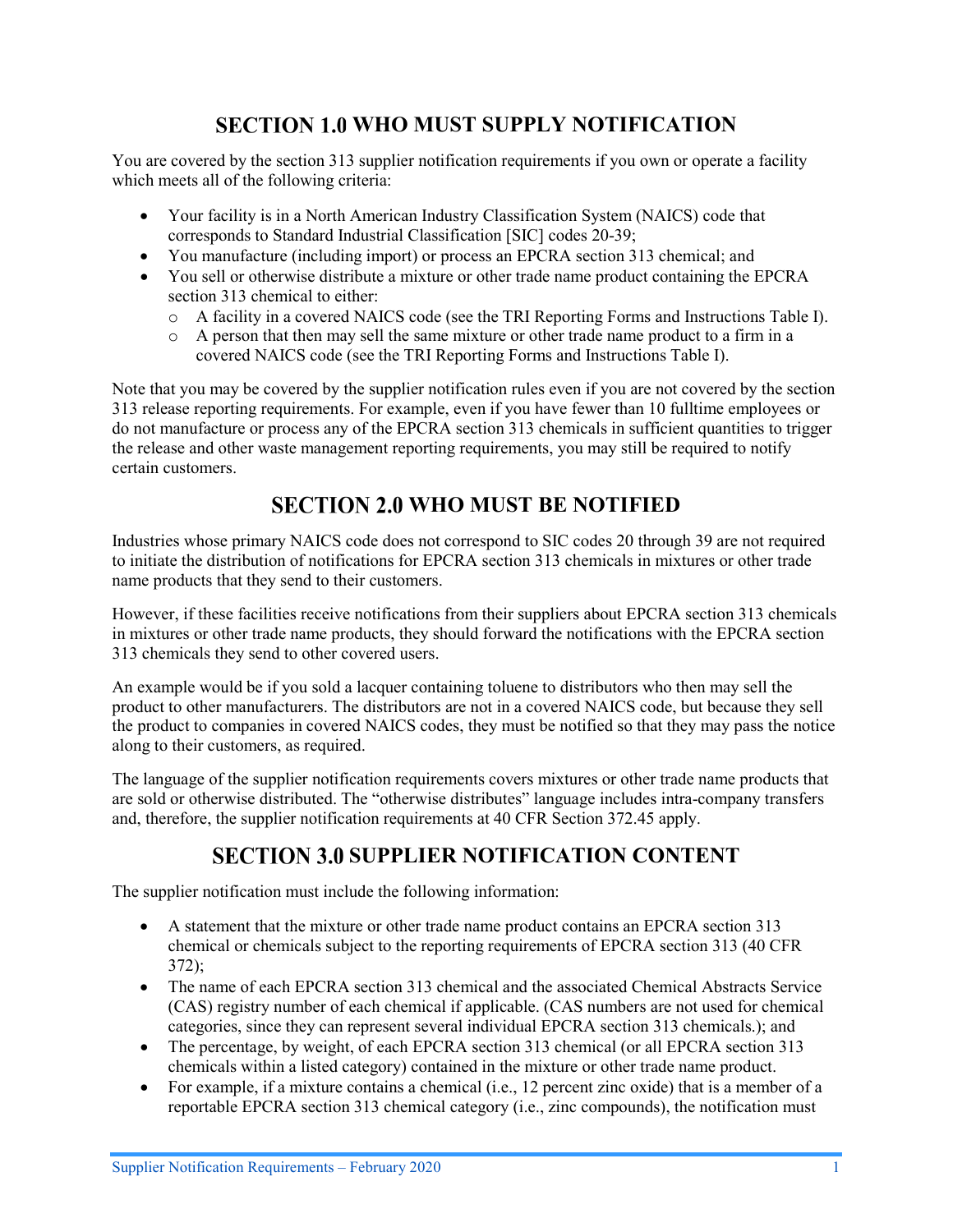## SECTION 1.0 WHO MUST SUPPLY NOTIFICATION

You are covered by the section 313 supplier notification requirements if you own or operate a facility which meets all of the following criteria:

- Your facility is in a North American Industry Classification System (NAICS) code that corresponds to Standard Industrial Classification [SIC] codes 20-39;
- You manufacture (including import) or process an EPCRA section 313 chemical; and
- You sell or otherwise distribute a mixture or other trade name product containing the EPCRA section 313 chemical to either:
  - A facility in a covered NAICS code (see the TRI Reporting Forms and Instructions Table I).
  - A person that then may sell the same mixture or other trade name product to a firm in a covered NAICS code (see the TRI Reporting Forms and Instructions Table I).

Note that you may be covered by the supplier notification rules even if you are not covered by the section 313 release reporting requirements. For example, even if you have fewer than 10 fulltime employees or do not manufacture or process any of the EPCRA section 313 chemicals in sufficient quantities to trigger the release and other waste management reporting requirements, you may still be required to notify certain customers.

## SECTION 2.0 WHO MUST BE NOTIFIED

Industries whose primary NAICS code does not correspond to SIC codes 20 through 39 are not required to initiate the distribution of notifications for EPCRA section 313 chemicals in mixtures or other trade name products that they send to their customers.

However, if these facilities receive notifications from their suppliers about EPCRA section 313 chemicals in mixtures or other trade name products, they should forward the notifications with the EPCRA section 313 chemicals they send to other covered users.

An example would be if you sold a lacquer containing toluene to distributors who then may sell the product to other manufacturers. The distributors are not in a covered NAICS code, but because they sell the product to companies in covered NAICS codes, they must be notified so that they may pass the notice along to their customers, as required.

The language of the supplier notification requirements covers mixtures or other trade name products that are sold or otherwise distributed. The "otherwise distributes" language includes intra-company transfers and, therefore, the supplier notification requirements at 40 CFR Section 372.45 apply.

## SECTION 3.0 SUPPLIER NOTIFICATION CONTENT

The supplier notification must include the following information:

- A statement that the mixture or other trade name product contains an EPCRA section 313 chemical or chemicals subject to the reporting requirements of EPCRA section 313 (40 CFR 372);
- The name of each EPCRA section 313 chemical and the associated Chemical Abstracts Service (CAS) registry number of each chemical if applicable. (CAS numbers are not used for chemical categories, since they can represent several individual EPCRA section 313 chemicals.); and
- The percentage, by weight, of each EPCRA section 313 chemical (or all EPCRA section 313 chemicals within a listed category) contained in the mixture or other trade name product.
- For example, if a mixture contains a chemical (i.e., 12 percent zinc oxide) that is a member of a reportable EPCRA section 313 chemical category (i.e., zinc compounds), the notification must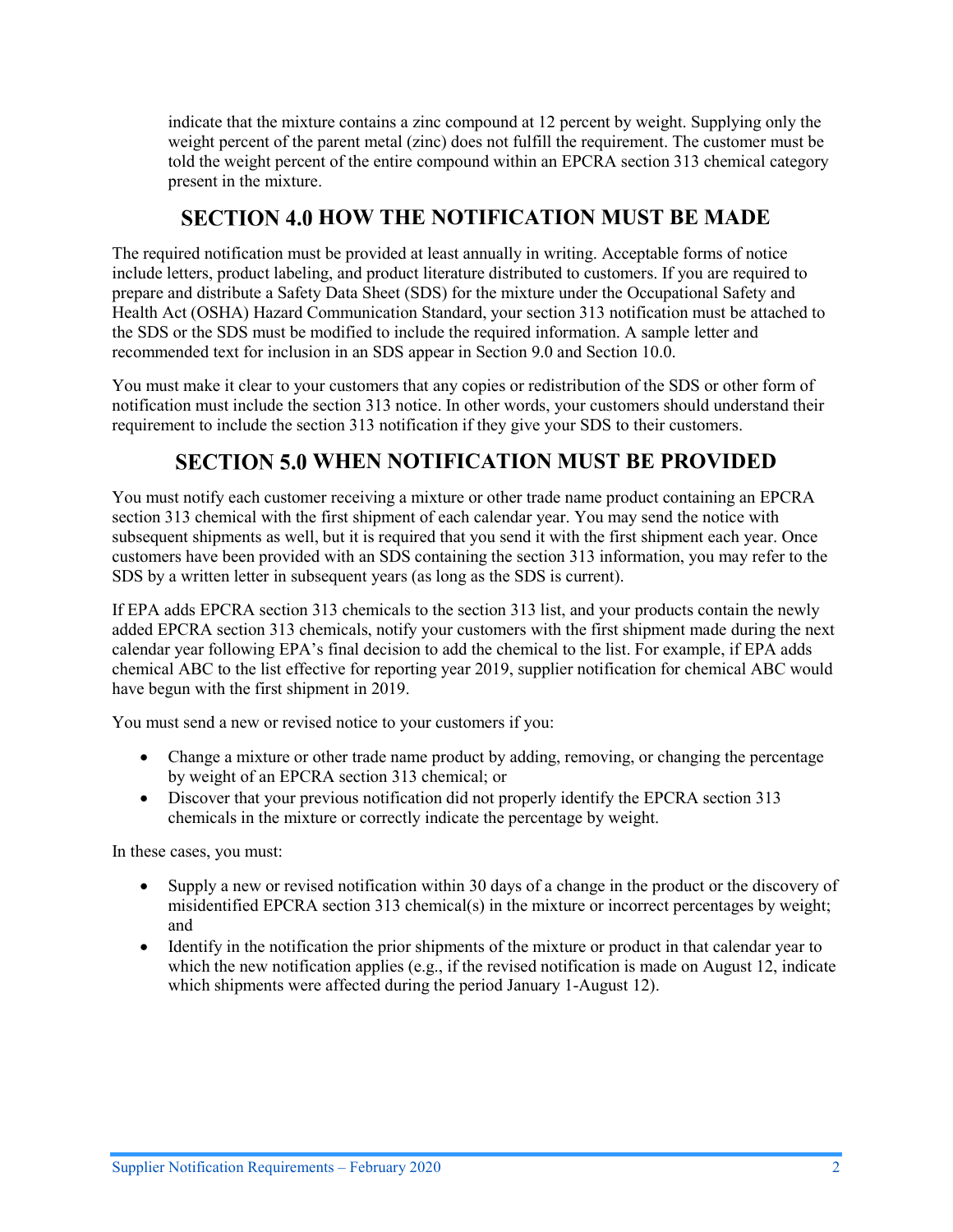indicate that the mixture contains a zinc compound at 12 percent by weight. Supplying only the weight percent of the parent metal (zinc) does not fulfill the requirement. The customer must be told the weight percent of the entire compound within an EPCRA section 313 chemical category present in the mixture.

## SECTION 4.0 HOW THE NOTIFICATION MUST BE MADE

The required notification must be provided at least annually in writing. Acceptable forms of notice include letters, product labeling, and product literature distributed to customers. If you are required to prepare and distribute a Safety Data Sheet (SDS) for the mixture under the Occupational Safety and Health Act (OSHA) Hazard Communication Standard, your section 313 notification must be attached to the SDS or the SDS must be modified to include the required information. A sample letter and recommended text for inclusion in an SDS appear in Section 9.0 and Section 10.0.

You must make it clear to your customers that any copies or redistribution of the SDS or other form of notification must include the section 313 notice. In other words, your customers should understand their requirement to include the section 313 notification if they give your SDS to their customers.

## SECTION 5.0 WHEN NOTIFICATION MUST BE PROVIDED

You must notify each customer receiving a mixture or other trade name product containing an EPCRA section 313 chemical with the first shipment of each calendar year. You may send the notice with subsequent shipments as well, but it is required that you send it with the first shipment each year. Once customers have been provided with an SDS containing the section 313 information, you may refer to the SDS by a written letter in subsequent years (as long as the SDS is current).

If EPA adds EPCRA section 313 chemicals to the section 313 list, and your products contain the newly added EPCRA section 313 chemicals, notify your customers with the first shipment made during the next calendar year following EPA's final decision to add the chemical to the list. For example, if EPA adds chemical ABC to the list effective for reporting year 2019, supplier notification for chemical ABC would have begun with the first shipment in 2019.

You must send a new or revised notice to your customers if you:

- Change a mixture or other trade name product by adding, removing, or changing the percentage by weight of an EPCRA section 313 chemical; or
- Discover that your previous notification did not properly identify the EPCRA section 313 chemicals in the mixture or correctly indicate the percentage by weight.

In these cases, you must:

- Supply a new or revised notification within 30 days of a change in the product or the discovery of misidentified EPCRA section 313 chemical(s) in the mixture or incorrect percentages by weight; and
- Identify in the notification the prior shipments of the mixture or product in that calendar year to which the new notification applies (e.g., if the revised notification is made on August 12, indicate which shipments were affected during the period January 1-August 12).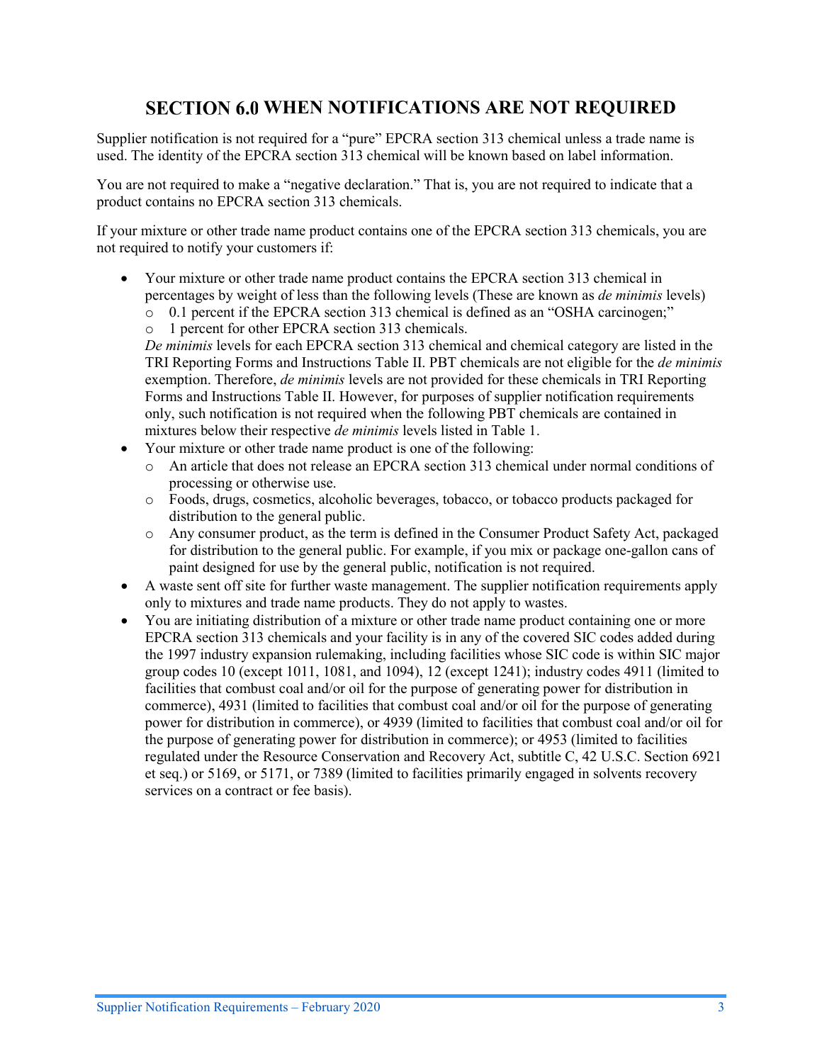## SECTION 6.0 WHEN NOTIFICATIONS ARE NOT REQUIRED

Supplier notification is not required for a "pure" EPCRA section 313 chemical unless a trade name is used. The identity of the EPCRA section 313 chemical will be known based on label information.

You are not required to make a "negative declaration." That is, you are not required to indicate that a product contains no EPCRA section 313 chemicals.

If your mixture or other trade name product contains one of the EPCRA section 313 chemicals, you are not required to notify your customers if:

- Your mixture or other trade name product contains the EPCRA section 313 chemical in percentages by weight of less than the following levels (These are known as *de minimis* levels)
  - 0.1 percent if the EPCRA section 313 chemical is defined as an "OSHA carcinogen;"
  - 1 percent for other EPCRA section 313 chemicals.

  *De minimis* levels for each EPCRA section 313 chemical and chemical category are listed in the TRI Reporting Forms and Instructions Table II. PBT chemicals are not eligible for the *de minimis* exemption. Therefore, *de minimis* levels are not provided for these chemicals in TRI Reporting Forms and Instructions Table II. However, for purposes of supplier notification requirements only, such notification is not required when the following PBT chemicals are contained in mixtures below their respective *de minimis* levels listed in Table 1.
- Your mixture or other trade name product is one of the following:
  - An article that does not release an EPCRA section 313 chemical under normal conditions of processing or otherwise use.
  - Foods, drugs, cosmetics, alcoholic beverages, tobacco, or tobacco products packaged for distribution to the general public.
  - Any consumer product, as the term is defined in the Consumer Product Safety Act, packaged for distribution to the general public. For example, if you mix or package one-gallon cans of paint designed for use by the general public, notification is not required.
- A waste sent off site for further waste management. The supplier notification requirements apply only to mixtures and trade name products. They do not apply to wastes.
- You are initiating distribution of a mixture or other trade name product containing one or more EPCRA section 313 chemicals and your facility is in any of the covered SIC codes added during the 1997 industry expansion rulemaking, including facilities whose SIC code is within SIC major group codes 10 (except 1011, 1081, and 1094), 12 (except 1241); industry codes 4911 (limited to facilities that combust coal and/or oil for the purpose of generating power for distribution in commerce), 4931 (limited to facilities that combust coal and/or oil for the purpose of generating power for distribution in commerce), or 4939 (limited to facilities that combust coal and/or oil for the purpose of generating power for distribution in commerce); or 4953 (limited to facilities regulated under the Resource Conservation and Recovery Act, subtitle C, 42 U.S.C. Section 6921 et seq.) or 5169, or 5171, or 7389 (limited to facilities primarily engaged in solvents recovery services on a contract or fee basis).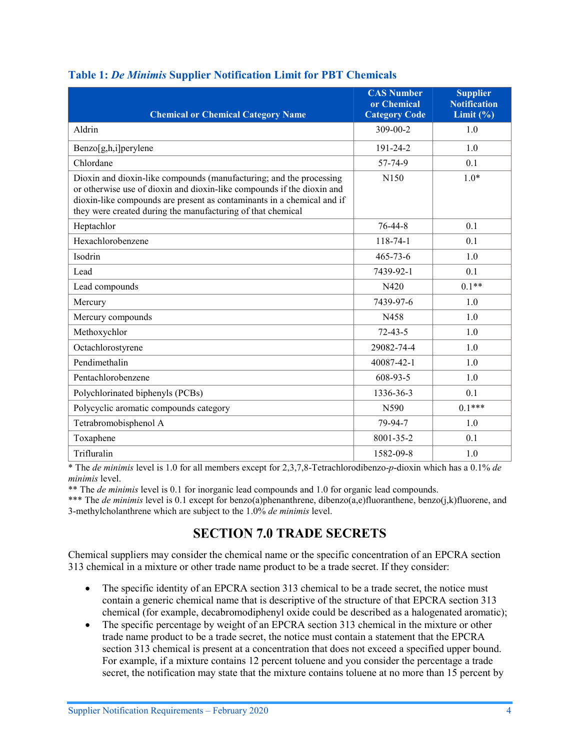### Table 1: *De Minimis* Supplier Notification Limit for PBT Chemicals

| Chemical or Chemical Category Name | CAS Number or Chemical Category Code | Supplier Notification Limit (%) |
|---|---|---|
| Aldrin | 309-00-2 | 1.0 |
| Benzo[g,h,i]perylene | 191-24-2 | 1.0 |
| Chlordane | 57-74-9 | 0.1 |
| Dioxin and dioxin-like compounds (manufacturing; and the processing or otherwise use of dioxin and dioxin-like compounds if the dioxin and dioxin-like compounds are present as contaminants in a chemical and if they were created during the manufacturing of that chemical | N150 | 1.0* |
| Heptachlor | 76-44-8 | 0.1 |
| Hexachlorobenzene | 118-74-1 | 0.1 |
| Isodrin | 465-73-6 | 1.0 |
| Lead | 7439-92-1 | 0.1 |
| Lead compounds | N420 | 0.1** |
| Mercury | 7439-97-6 | 1.0 |
| Mercury compounds | N458 | 1.0 |
| Methoxychlor | 72-43-5 | 1.0 |
| Octachlorostyrene | 29082-74-4 | 1.0 |
| Pendimethalin | 40087-42-1 | 1.0 |
| Pentachlorobenzene | 608-93-5 | 1.0 |
| Polychlorinated biphenyls (PCBs) | 1336-36-3 | 0.1 |
| Polycyclic aromatic compounds category | N590 | 0.1*** |
| Tetrabromobisphenol A | 79-94-7 | 1.0 |
| Toxaphene | 8001-35-2 | 0.1 |
| Trifluralin | 1582-09-8 | 1.0 |

\* The *de minimis* level is 1.0 for all members except for 2,3,7,8-Tetrachlorodibenzo-*p*-dioxin which has a 0.1% *de minimis* level.

\** The *de minimis* level is 0.1 for inorganic lead compounds and 1.0 for organic lead compounds.

\*** The *de minimis* level is 0.1 except for benzo(a)phenanthrene, dibenzo(a,e)fluoranthene, benzo(j,k)fluorene, and 3-methylcholanthrene which are subject to the 1.0% *de minimis* level.

## SECTION 7.0 TRADE SECRETS

Chemical suppliers may consider the chemical name or the specific concentration of an EPCRA section 313 chemical in a mixture or other trade name product to be a trade secret. If they consider:

- The specific identity of an EPCRA section 313 chemical to be a trade secret, the notice must contain a generic chemical name that is descriptive of the structure of that EPCRA section 313 chemical (for example, decabromodiphenyl oxide could be described as a halogenated aromatic);
- The specific percentage by weight of an EPCRA section 313 chemical in the mixture or other trade name product to be a trade secret, the notice must contain a statement that the EPCRA section 313 chemical is present at a concentration that does not exceed a specified upper bound. For example, if a mixture contains 12 percent toluene and you consider the percentage a trade secret, the notification may state that the mixture contains toluene at no more than 15 percent by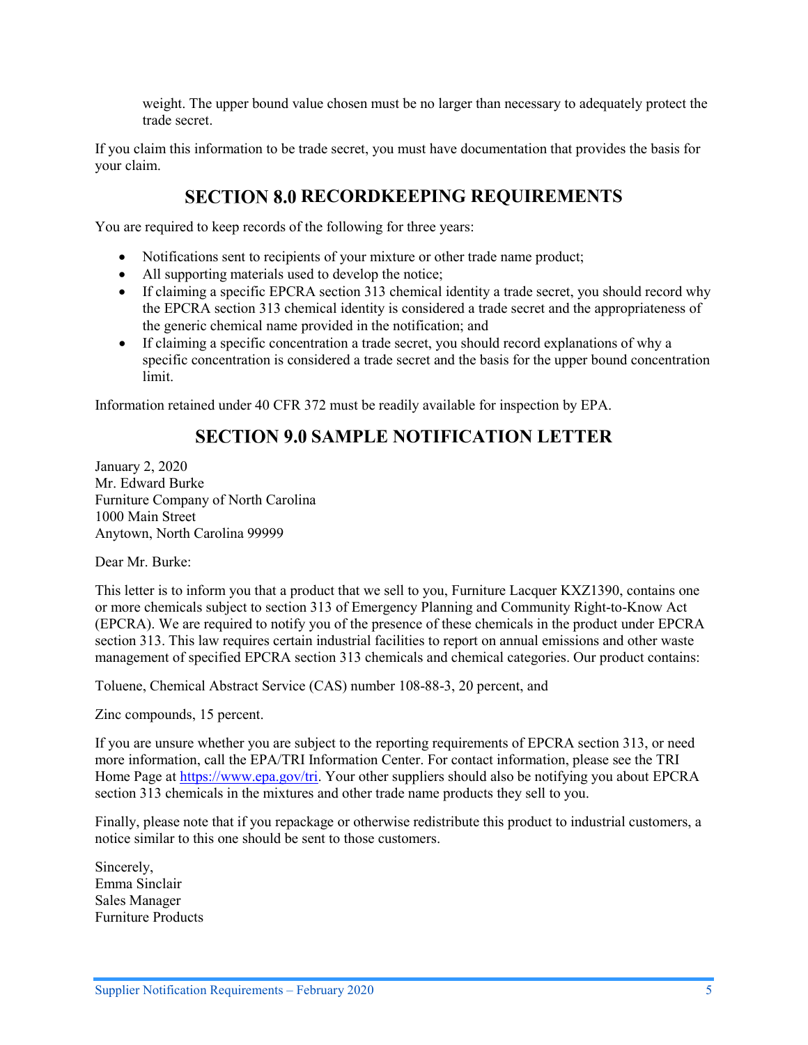weight. The upper bound value chosen must be no larger than necessary to adequately protect the trade secret.

If you claim this information to be trade secret, you must have documentation that provides the basis for your claim.

## SECTION 8.0 RECORDKEEPING REQUIREMENTS

You are required to keep records of the following for three years:

- Notifications sent to recipients of your mixture or other trade name product;
- All supporting materials used to develop the notice;
- If claiming a specific EPCRA section 313 chemical identity a trade secret, you should record why the EPCRA section 313 chemical identity is considered a trade secret and the appropriateness of the generic chemical name provided in the notification; and
- If claiming a specific concentration a trade secret, you should record explanations of why a specific concentration is considered a trade secret and the basis for the upper bound concentration limit.

Information retained under 40 CFR 372 must be readily available for inspection by EPA.

## SECTION 9.0 SAMPLE NOTIFICATION LETTER

January 2, 2020
Mr. Edward Burke
Furniture Company of North Carolina
1000 Main Street
Anytown, North Carolina 99999

Dear Mr. Burke:

This letter is to inform you that a product that we sell to you, Furniture Lacquer KXZ1390, contains one or more chemicals subject to section 313 of Emergency Planning and Community Right-to-Know Act (EPCRA). We are required to notify you of the presence of these chemicals in the product under EPCRA section 313. This law requires certain industrial facilities to report on annual emissions and other waste management of specified EPCRA section 313 chemicals and chemical categories. Our product contains:

Toluene, Chemical Abstract Service (CAS) number 108-88-3, 20 percent, and

Zinc compounds, 15 percent.

If you are unsure whether you are subject to the reporting requirements of EPCRA section 313, or need more information, call the EPA/TRI Information Center. For contact information, please see the TRI Home Page at https://www.epa.gov/tri. Your other suppliers should also be notifying you about EPCRA section 313 chemicals in the mixtures and other trade name products they sell to you.

Finally, please note that if you repackage or otherwise redistribute this product to industrial customers, a notice similar to this one should be sent to those customers.

Sincerely,
Emma Sinclair
Sales Manager
Furniture Products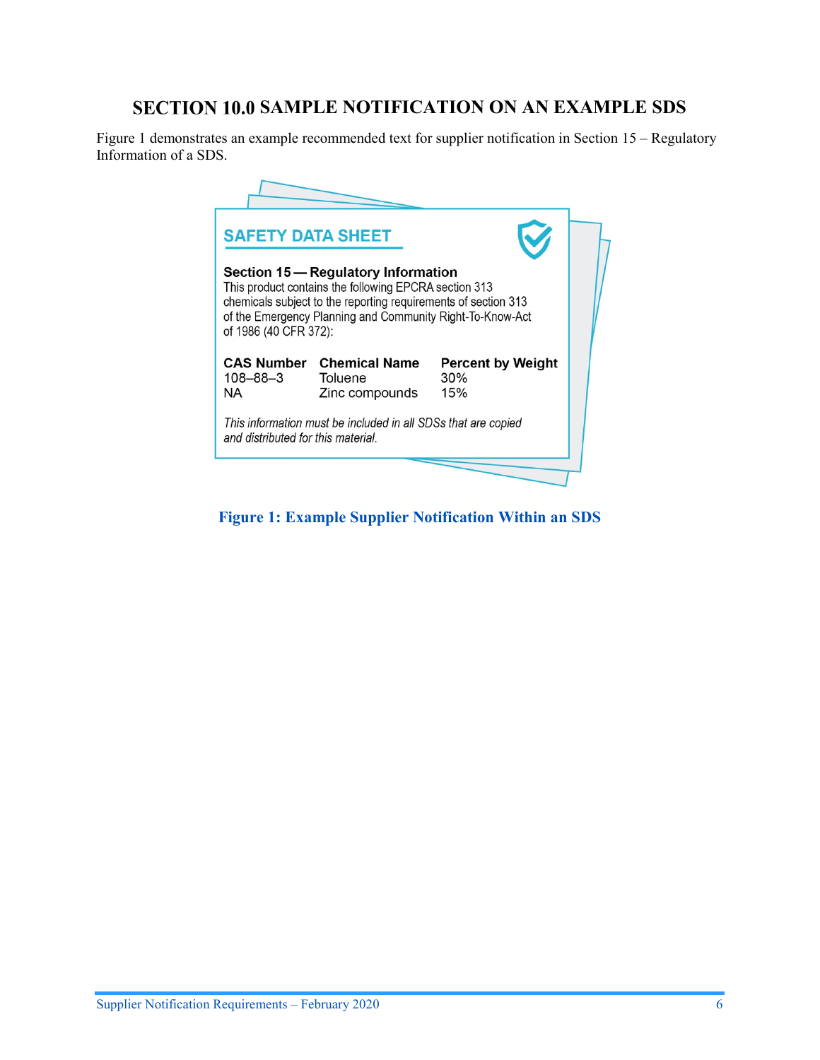## SECTION 10.0 SAMPLE NOTIFICATION ON AN EXAMPLE SDS

Figure 1 demonstrates an example recommended text for supplier notification in Section 15 – Regulatory Information of a SDS.

**SAFETY DATA SHEET**

**Section 15 — Regulatory Information**

This product contains the following EPCRA section 313 chemicals subject to the reporting requirements of section 313 of the Emergency Planning and Community Right-To-Know-Act of 1986 (40 CFR 372):

| CAS Number | Chemical Name | Percent by Weight |
|---|---|---|
| 108–88–3 | Toluene | 30% |
| NA | Zinc compounds | 15% |

*This information must be included in all SDSs that are copied and distributed for this material.*

**Figure 1: Example Supplier Notification Within an SDS**